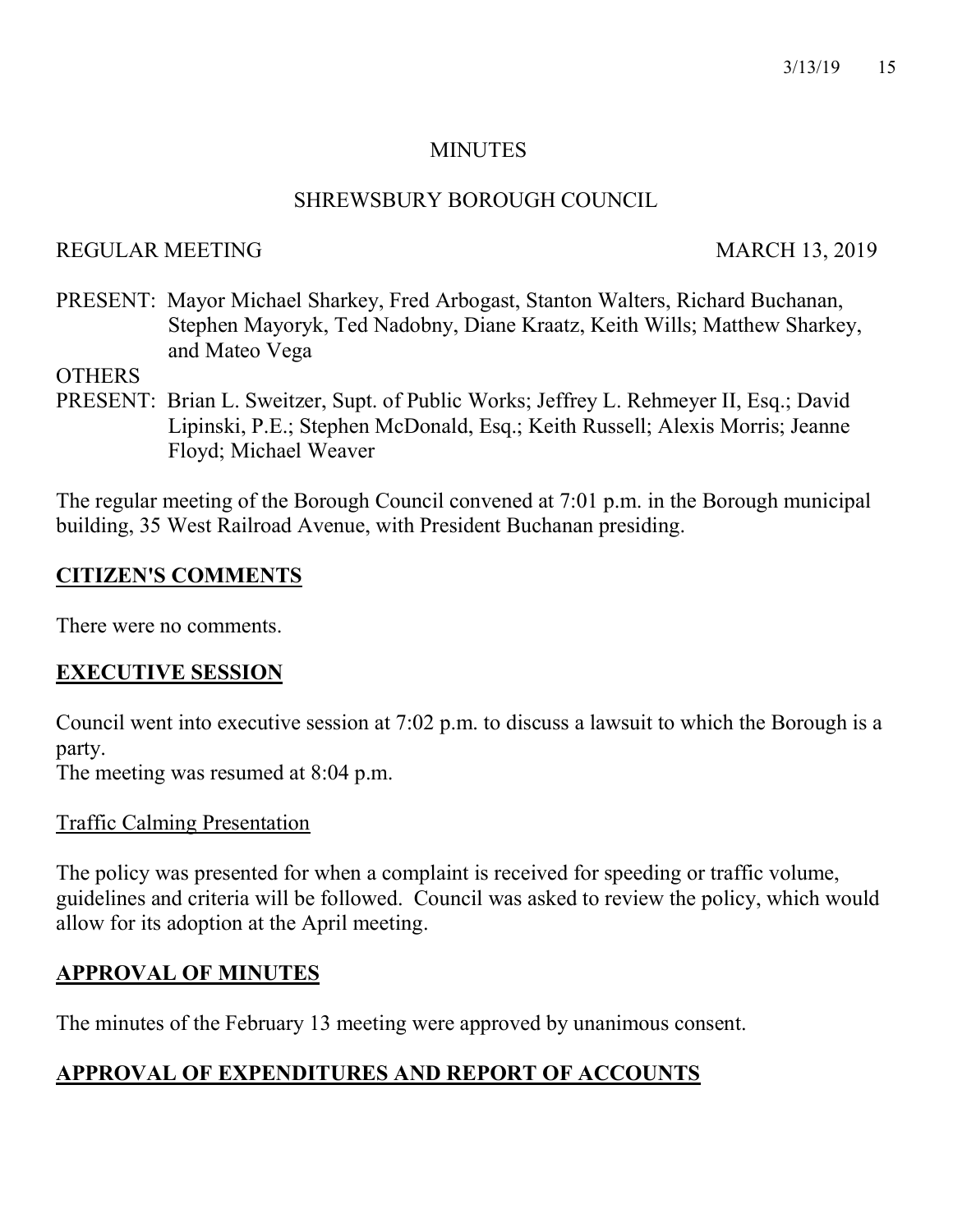# MINUTES

## SHREWSBURY BOROUGH COUNCIL

REGULAR MEETING MARCH 13, 2019

PRESENT: Mayor Michael Sharkey, Fred Arbogast, Stanton Walters, Richard Buchanan, Stephen Mayoryk, Ted Nadobny, Diane Kraatz, Keith Wills; Matthew Sharkey, and Mateo Vega

OTHERS
PRESENT: Brian L. Sweitzer, Supt. of Public Works; Jeffrey L. Rehmeyer II, Esq.; David Lipinski, P.E.; Stephen McDonald, Esq.; Keith Russell; Alexis Morris; Jeanne Floyd; Michael Weaver

The regular meeting of the Borough Council convened at 7:01 p.m. in the Borough municipal building, 35 West Railroad Avenue, with President Buchanan presiding.

## **CITIZEN'S COMMENTS**

There were no comments.

## **EXECUTIVE SESSION**

Council went into executive session at 7:02 p.m. to discuss a lawsuit to which the Borough is a party.
The meeting was resumed at 8:04 p.m.

### Traffic Calming Presentation

The policy was presented for when a complaint is received for speeding or traffic volume, guidelines and criteria will be followed. Council was asked to review the policy, which would allow for its adoption at the April meeting.

## **APPROVAL OF MINUTES**

The minutes of the February 13 meeting were approved by unanimous consent.

## **APPROVAL OF EXPENDITURES AND REPORT OF ACCOUNTS**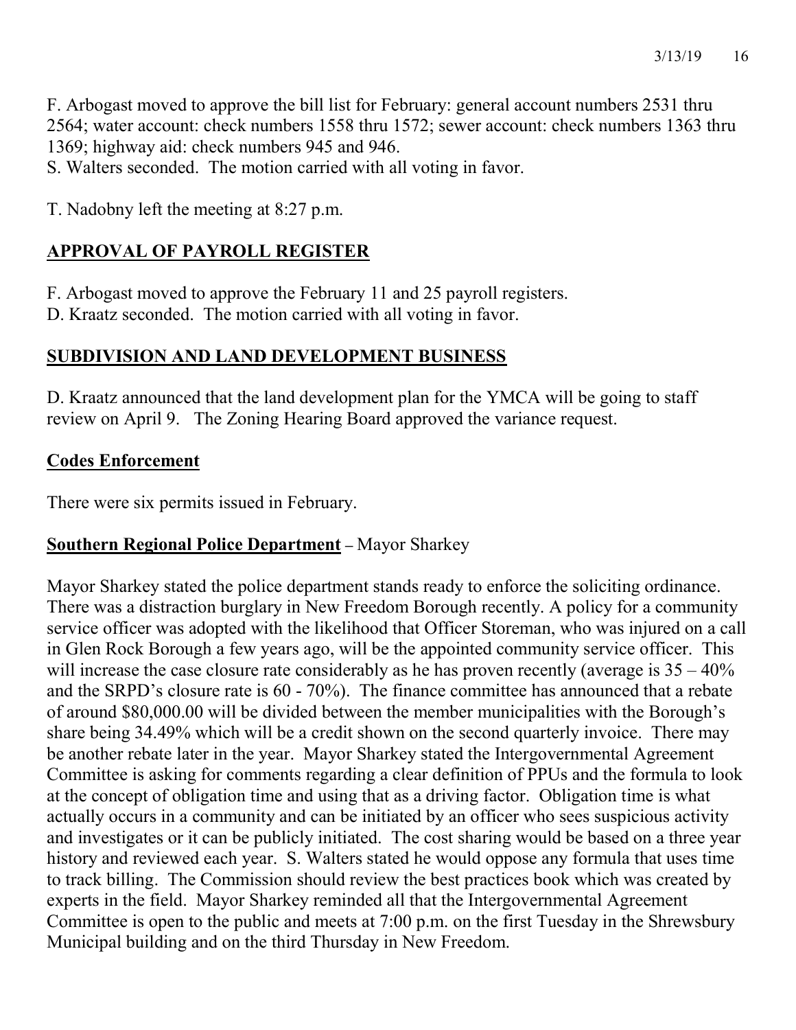F. Arbogast moved to approve the bill list for February: general account numbers 2531 thru 2564; water account: check numbers 1558 thru 1572; sewer account: check numbers 1363 thru 1369; highway aid: check numbers 945 and 946.
S. Walters seconded. The motion carried with all voting in favor.

T. Nadobny left the meeting at 8:27 p.m.

## **APPROVAL OF PAYROLL REGISTER**

F. Arbogast moved to approve the February 11 and 25 payroll registers.
D. Kraatz seconded. The motion carried with all voting in favor.

## **SUBDIVISION AND LAND DEVELOPMENT BUSINESS**

D. Kraatz announced that the land development plan for the YMCA will be going to staff review on April 9. The Zoning Hearing Board approved the variance request.

### **Codes Enforcement**

There were six permits issued in February.

### **Southern Regional Police Department** – Mayor Sharkey

Mayor Sharkey stated the police department stands ready to enforce the soliciting ordinance. There was a distraction burglary in New Freedom Borough recently. A policy for a community service officer was adopted with the likelihood that Officer Storeman, who was injured on a call in Glen Rock Borough a few years ago, will be the appointed community service officer. This will increase the case closure rate considerably as he has proven recently (average is 35 – 40% and the SRPD's closure rate is 60 - 70%). The finance committee has announced that a rebate of around $80,000.00 will be divided between the member municipalities with the Borough's share being 34.49% which will be a credit shown on the second quarterly invoice. There may be another rebate later in the year. Mayor Sharkey stated the Intergovernmental Agreement Committee is asking for comments regarding a clear definition of PPUs and the formula to look at the concept of obligation time and using that as a driving factor. Obligation time is what actually occurs in a community and can be initiated by an officer who sees suspicious activity and investigates or it can be publicly initiated. The cost sharing would be based on a three year history and reviewed each year. S. Walters stated he would oppose any formula that uses time to track billing. The Commission should review the best practices book which was created by experts in the field. Mayor Sharkey reminded all that the Intergovernmental Agreement Committee is open to the public and meets at 7:00 p.m. on the first Tuesday in the Shrewsbury Municipal building and on the third Thursday in New Freedom.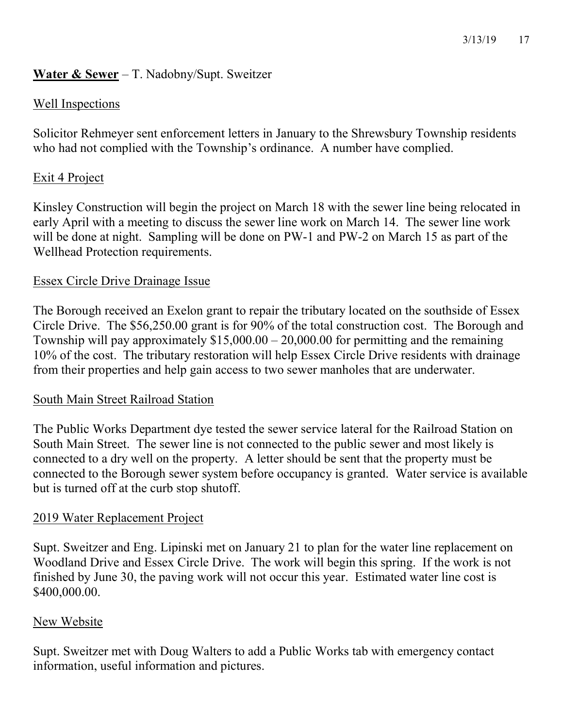**Water & Sewer** – T. Nadobny/Supt. Sweitzer

Well Inspections

Solicitor Rehmeyer sent enforcement letters in January to the Shrewsbury Township residents who had not complied with the Township's ordinance. A number have complied.

Exit 4 Project

Kinsley Construction will begin the project on March 18 with the sewer line being relocated in early April with a meeting to discuss the sewer line work on March 14. The sewer line work will be done at night. Sampling will be done on PW-1 and PW-2 on March 15 as part of the Wellhead Protection requirements.

Essex Circle Drive Drainage Issue

The Borough received an Exelon grant to repair the tributary located on the southside of Essex Circle Drive. The $56,250.00 grant is for 90% of the total construction cost. The Borough and Township will pay approximately $15,000.00 – 20,000.00 for permitting and the remaining 10% of the cost. The tributary restoration will help Essex Circle Drive residents with drainage from their properties and help gain access to two sewer manholes that are underwater.

South Main Street Railroad Station

The Public Works Department dye tested the sewer service lateral for the Railroad Station on South Main Street. The sewer line is not connected to the public sewer and most likely is connected to a dry well on the property. A letter should be sent that the property must be connected to the Borough sewer system before occupancy is granted. Water service is available but is turned off at the curb stop shutoff.

2019 Water Replacement Project

Supt. Sweitzer and Eng. Lipinski met on January 21 to plan for the water line replacement on Woodland Drive and Essex Circle Drive. The work will begin this spring. If the work is not finished by June 30, the paving work will not occur this year. Estimated water line cost is $400,000.00.

New Website

Supt. Sweitzer met with Doug Walters to add a Public Works tab with emergency contact information, useful information and pictures.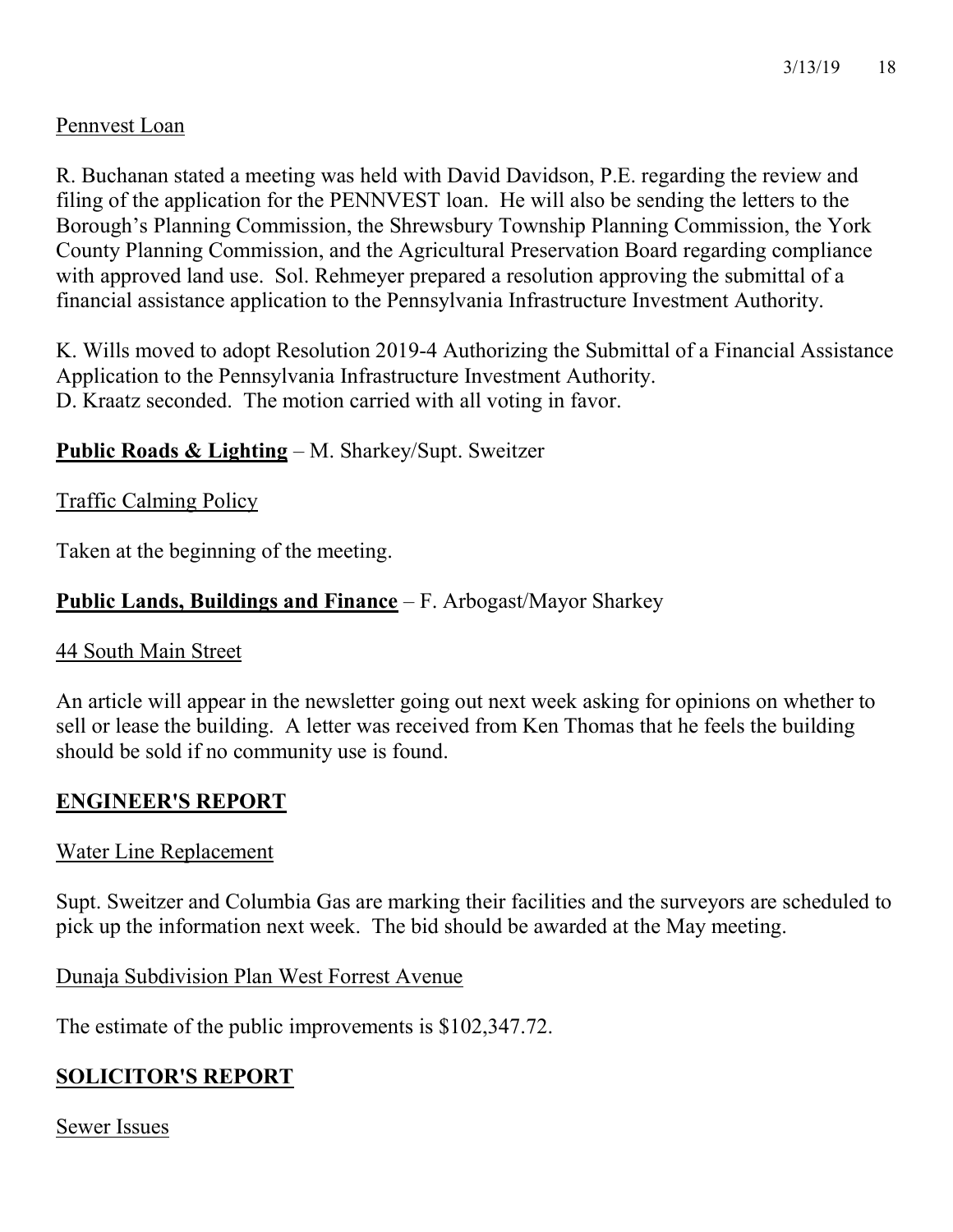Pennvest Loan

R. Buchanan stated a meeting was held with David Davidson, P.E. regarding the review and filing of the application for the PENNVEST loan. He will also be sending the letters to the Borough's Planning Commission, the Shrewsbury Township Planning Commission, the York County Planning Commission, and the Agricultural Preservation Board regarding compliance with approved land use. Sol. Rehmeyer prepared a resolution approving the submittal of a financial assistance application to the Pennsylvania Infrastructure Investment Authority.

K. Wills moved to adopt Resolution 2019-4 Authorizing the Submittal of a Financial Assistance Application to the Pennsylvania Infrastructure Investment Authority.
D. Kraatz seconded. The motion carried with all voting in favor.

**Public Roads & Lighting** – M. Sharkey/Supt. Sweitzer

Traffic Calming Policy

Taken at the beginning of the meeting.

**Public Lands, Buildings and Finance** – F. Arbogast/Mayor Sharkey

44 South Main Street

An article will appear in the newsletter going out next week asking for opinions on whether to sell or lease the building. A letter was received from Ken Thomas that he feels the building should be sold if no community use is found.

## ENGINEER'S REPORT

Water Line Replacement

Supt. Sweitzer and Columbia Gas are marking their facilities and the surveyors are scheduled to pick up the information next week. The bid should be awarded at the May meeting.

Dunaja Subdivision Plan West Forrest Avenue

The estimate of the public improvements is $102,347.72.

## SOLICITOR'S REPORT

Sewer Issues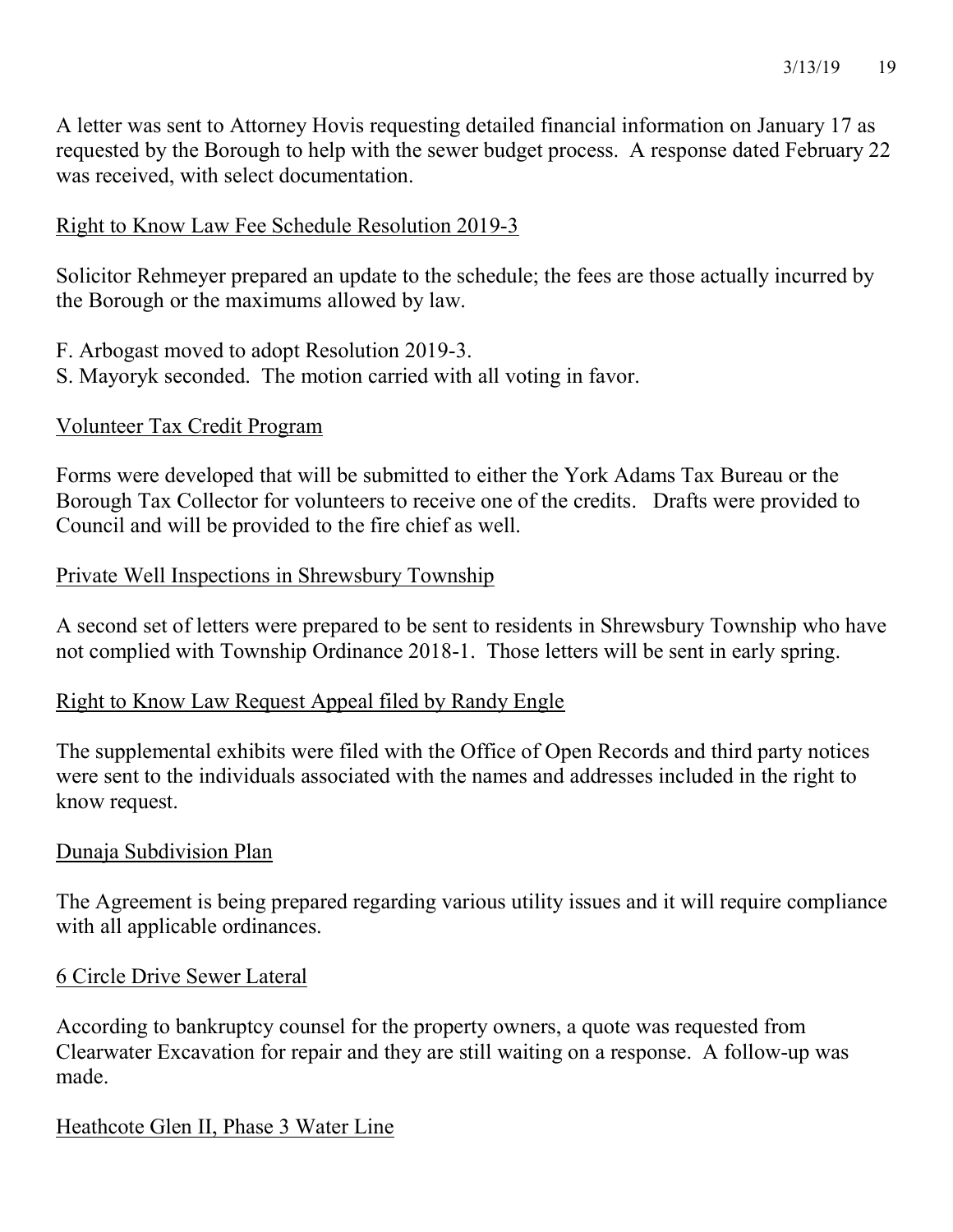A letter was sent to Attorney Hovis requesting detailed financial information on January 17 as requested by the Borough to help with the sewer budget process. A response dated February 22 was received, with select documentation.

Right to Know Law Fee Schedule Resolution 2019-3

Solicitor Rehmeyer prepared an update to the schedule; the fees are those actually incurred by the Borough or the maximums allowed by law.

F. Arbogast moved to adopt Resolution 2019-3.
S. Mayoryk seconded. The motion carried with all voting in favor.

Volunteer Tax Credit Program

Forms were developed that will be submitted to either the York Adams Tax Bureau or the Borough Tax Collector for volunteers to receive one of the credits. Drafts were provided to Council and will be provided to the fire chief as well.

Private Well Inspections in Shrewsbury Township

A second set of letters were prepared to be sent to residents in Shrewsbury Township who have not complied with Township Ordinance 2018-1. Those letters will be sent in early spring.

Right to Know Law Request Appeal filed by Randy Engle

The supplemental exhibits were filed with the Office of Open Records and third party notices were sent to the individuals associated with the names and addresses included in the right to know request.

Dunaja Subdivision Plan

The Agreement is being prepared regarding various utility issues and it will require compliance with all applicable ordinances.

6 Circle Drive Sewer Lateral

According to bankruptcy counsel for the property owners, a quote was requested from Clearwater Excavation for repair and they are still waiting on a response. A follow-up was made.

Heathcote Glen II, Phase 3 Water Line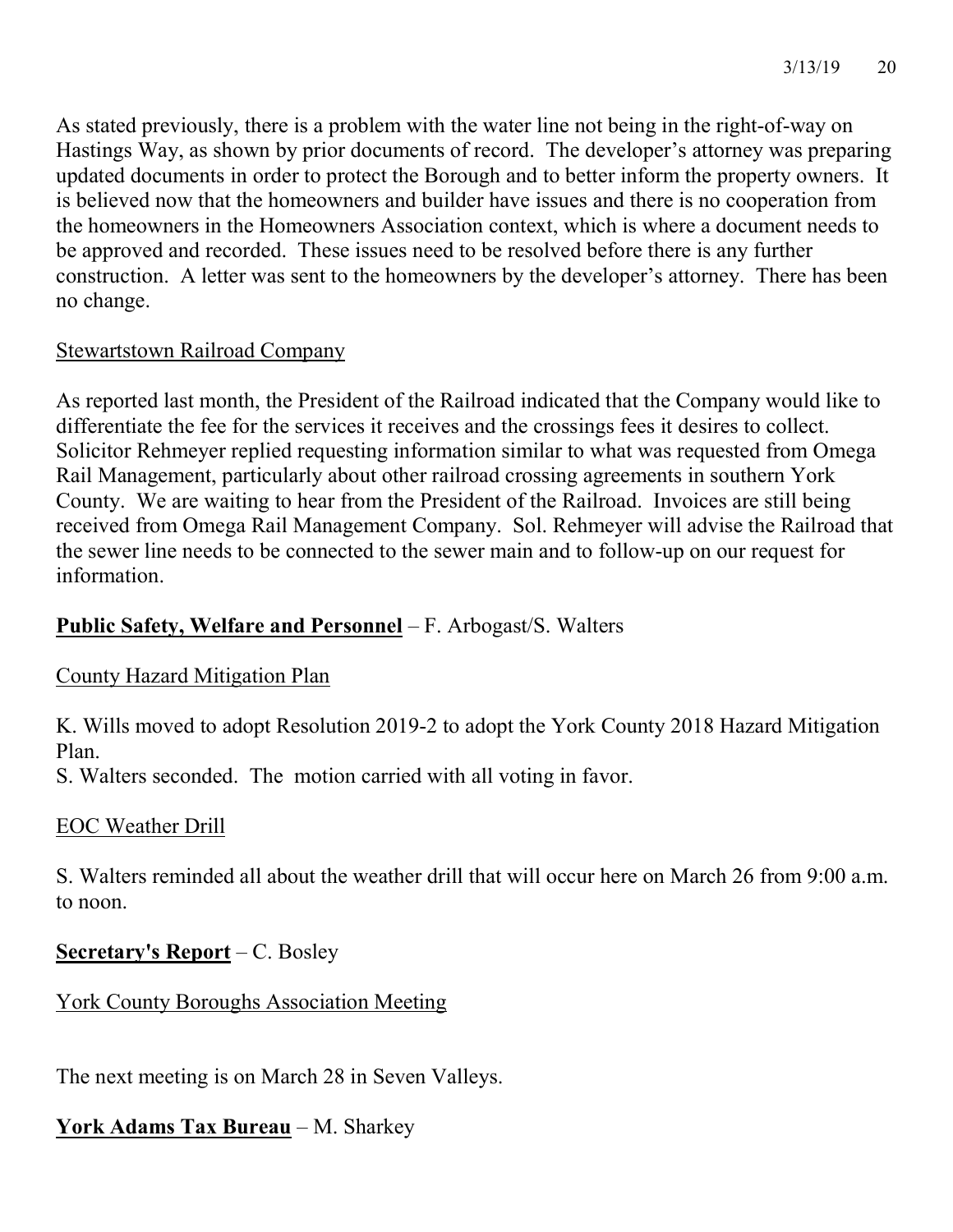As stated previously, there is a problem with the water line not being in the right-of-way on Hastings Way, as shown by prior documents of record. The developer's attorney was preparing updated documents in order to protect the Borough and to better inform the property owners. It is believed now that the homeowners and builder have issues and there is no cooperation from the homeowners in the Homeowners Association context, which is where a document needs to be approved and recorded. These issues need to be resolved before there is any further construction. A letter was sent to the homeowners by the developer's attorney. There has been no change.

<u>Stewartstown Railroad Company</u>

As reported last month, the President of the Railroad indicated that the Company would like to differentiate the fee for the services it receives and the crossings fees it desires to collect. Solicitor Rehmeyer replied requesting information similar to what was requested from Omega Rail Management, particularly about other railroad crossing agreements in southern York County. We are waiting to hear from the President of the Railroad. Invoices are still being received from Omega Rail Management Company. Sol. Rehmeyer will advise the Railroad that the sewer line needs to be connected to the sewer main and to follow-up on our request for information.

**<u>Public Safety, Welfare and Personnel</u>** – F. Arbogast/S. Walters

<u>County Hazard Mitigation Plan</u>

K. Wills moved to adopt Resolution 2019-2 to adopt the York County 2018 Hazard Mitigation Plan.
S. Walters seconded. The motion carried with all voting in favor.

<u>EOC Weather Drill</u>

S. Walters reminded all about the weather drill that will occur here on March 26 from 9:00 a.m. to noon.

**<u>Secretary's Report</u>** – C. Bosley

<u>York County Boroughs Association Meeting</u>

The next meeting is on March 28 in Seven Valleys.

**<u>York Adams Tax Bureau</u>** – M. Sharkey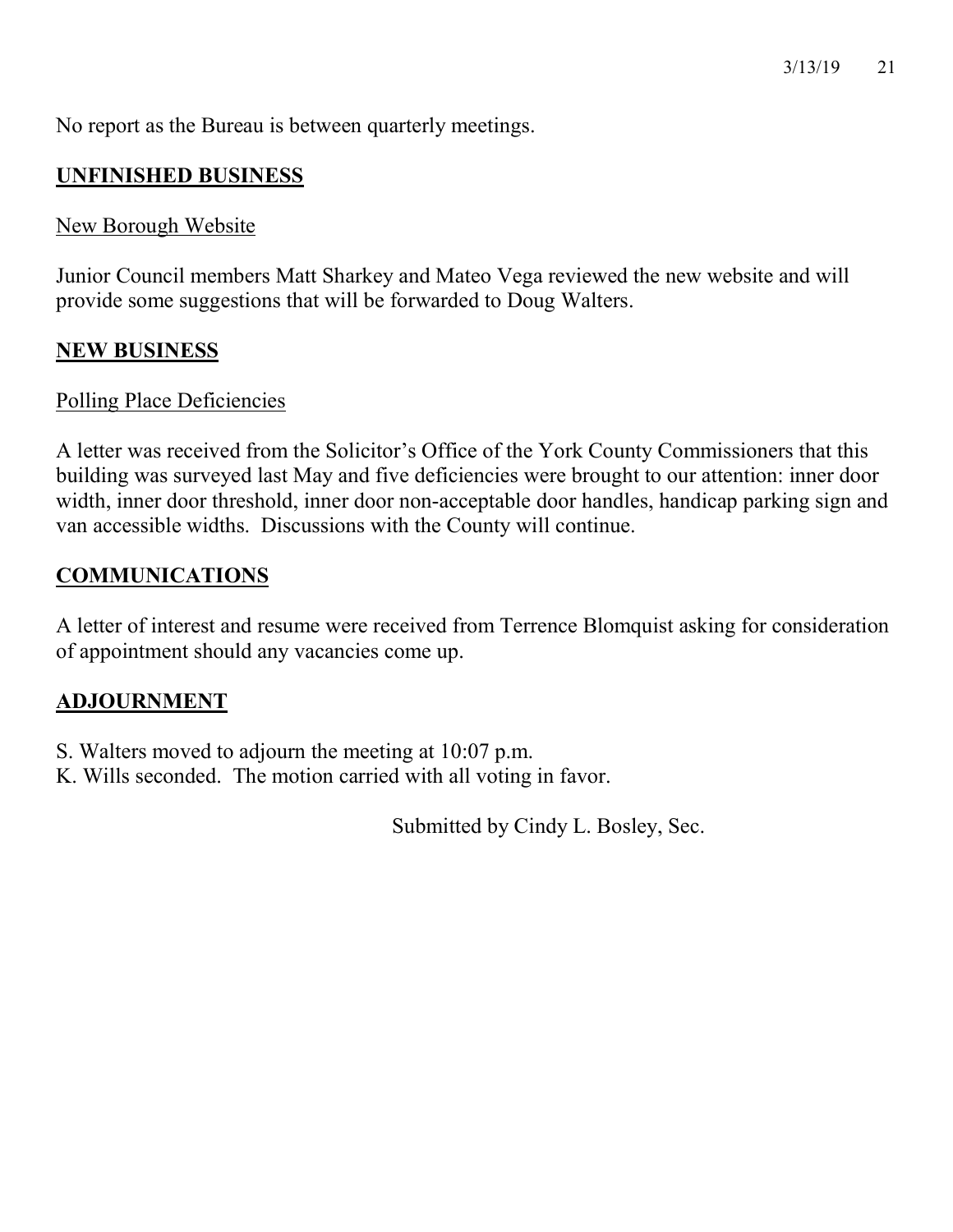No report as the Bureau is between quarterly meetings.

## UNFINISHED BUSINESS

New Borough Website

Junior Council members Matt Sharkey and Mateo Vega reviewed the new website and will provide some suggestions that will be forwarded to Doug Walters.

## NEW BUSINESS

Polling Place Deficiencies

A letter was received from the Solicitor's Office of the York County Commissioners that this building was surveyed last May and five deficiencies were brought to our attention: inner door width, inner door threshold, inner door non-acceptable door handles, handicap parking sign and van accessible widths. Discussions with the County will continue.

## COMMUNICATIONS

A letter of interest and resume were received from Terrence Blomquist asking for consideration of appointment should any vacancies come up.

## ADJOURNMENT

S. Walters moved to adjourn the meeting at 10:07 p.m.
K. Wills seconded. The motion carried with all voting in favor.

Submitted by Cindy L. Bosley, Sec.